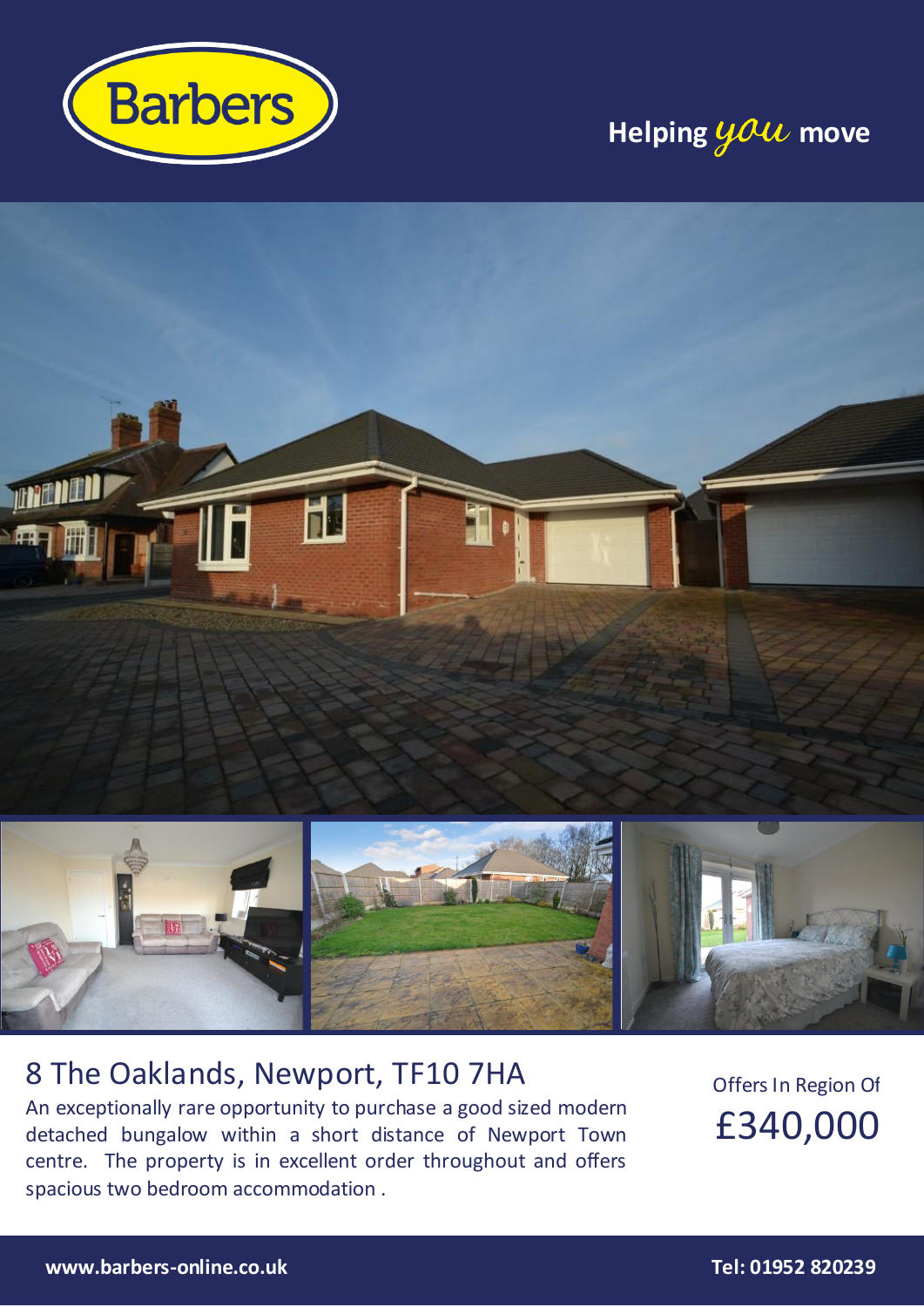Barbers

Helping *you* move

# 8 The Oaklands, Newport, TF10 7HA

An exceptionally rare opportunity to purchase a good sized modern detached bungalow within a short distance of Newport Town centre. The property is in excellent order throughout and offers spacious two bedroom accommodation .

Offers In Region Of

**£340,000**

www.barbers-online.co.uk

Tel: 01952 820239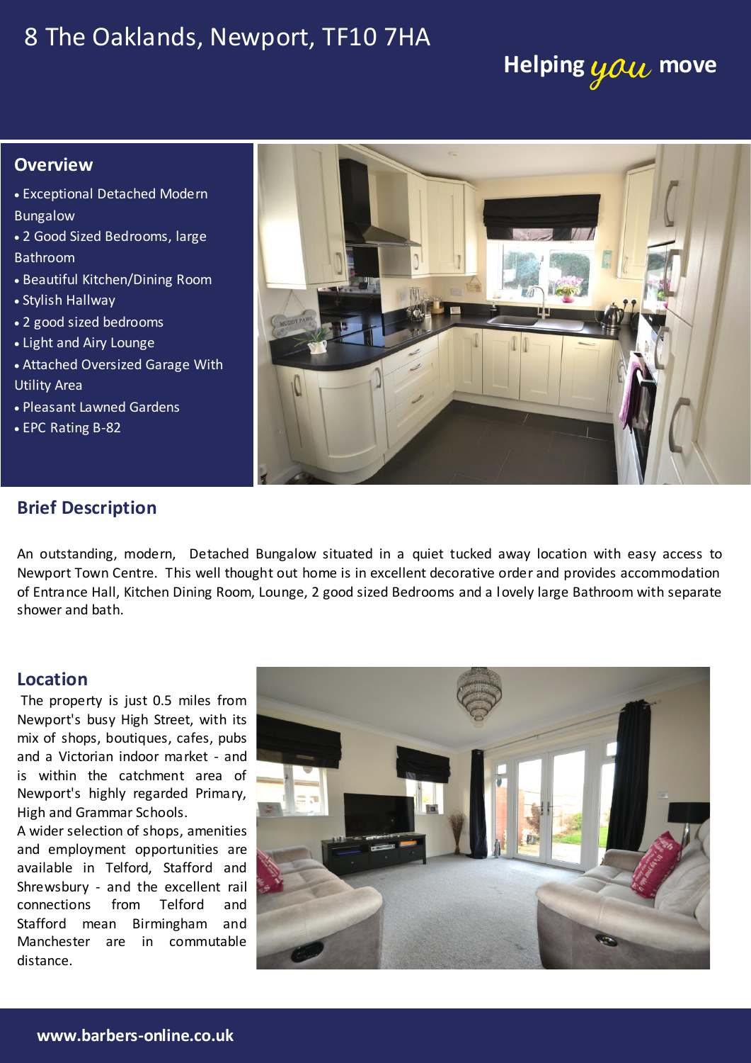# 8 The Oaklands, Newport, TF10 7HA

Helping *you* move

## Overview

- Exceptional Detached Modern Bungalow
- 2 Good Sized Bedrooms, large Bathroom
- Beautiful Kitchen/Dining Room
- Stylish Hallway
- 2 good sized bedrooms
- Light and Airy Lounge
- Attached Oversized Garage With Utility Area
- Pleasant Lawned Gardens
- EPC Rating B-82

## Brief Description

An outstanding, modern, Detached Bungalow situated in a quiet tucked away location with easy access to Newport Town Centre. This well thought out home is in excellent decorative order and provides accommodation of Entrance Hall, Kitchen Dining Room, Lounge, 2 good sized Bedrooms and a lovely large Bathroom with separate shower and bath.

## Location

The property is just 0.5 miles from Newport's busy High Street, with its mix of shops, boutiques, cafes, pubs and a Victorian indoor market - and is within the catchment area of Newport's highly regarded Primary, High and Grammar Schools.

A wider selection of shops, amenities and employment opportunities are available in Telford, Stafford and Shrewsbury - and the excellent rail connections from Telford and Stafford mean Birmingham and Manchester are in commutable distance.

**www.barbers-online.co.uk**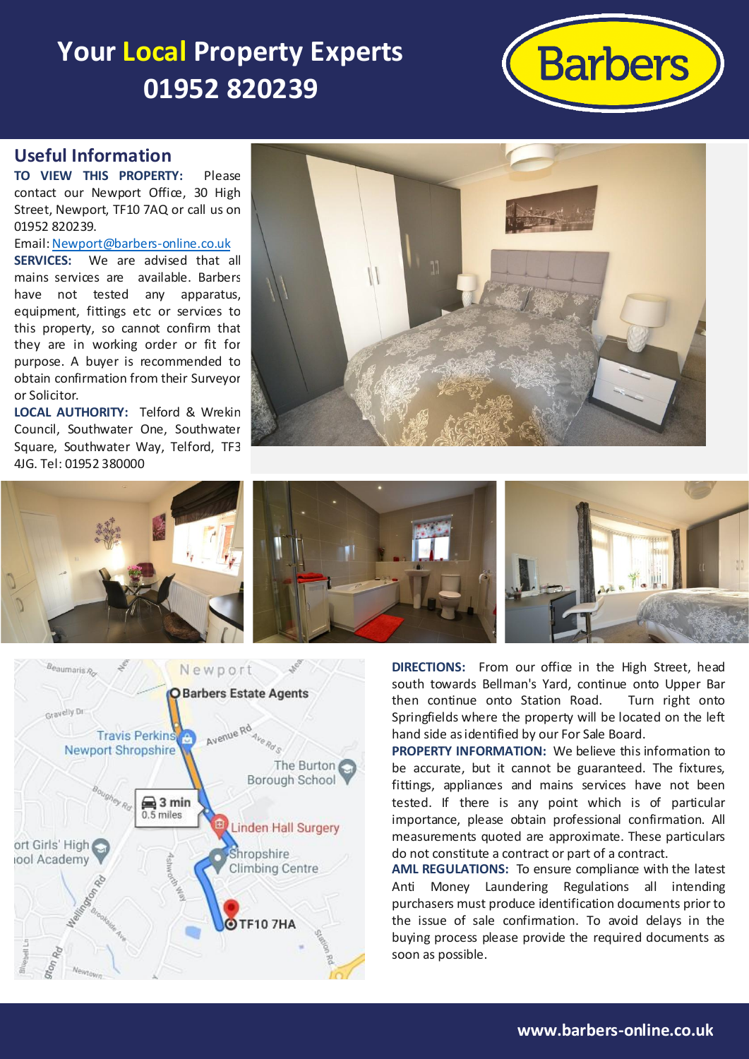# Your Local Property Experts 01952 820239

Barbers

## Useful Information

**TO VIEW THIS PROPERTY:** Please contact our Newport Office, 30 High Street, Newport, TF10 7AQ or call us on 01952 820239.

Email: Newport@barbers-online.co.uk

**SERVICES:** We are advised that all mains services are available. Barbers have not tested any apparatus, equipment, fittings etc or services to this property, so cannot confirm that they are in working order or fit for purpose. A buyer is recommended to obtain confirmation from their Surveyor or Solicitor.

**LOCAL AUTHORITY:** Telford & Wrekin Council, Southwater One, Southwater Square, Southwater Way, Telford, TF3 4JG. Tel: 01952 380000

**DIRECTIONS:** From our office in the High Street, head south towards Bellman's Yard, continue onto Upper Bar then continue onto Station Road. Turn right onto Springfields where the property will be located on the left hand side as identified by our For Sale Board.

**PROPERTY INFORMATION:** We believe this information to be accurate, but it cannot be guaranteed. The fixtures, fittings, appliances and mains services have not been tested. If there is any point which is of particular importance, please obtain professional confirmation. All measurements quoted are approximate. These particulars do not constitute a contract or part of a contract.

**AML REGULATIONS:** To ensure compliance with the latest Anti Money Laundering Regulations all intending purchasers must produce identification documents prior to the issue of sale confirmation. To avoid delays in the buying process please provide the required documents as soon as possible.

www.barbers-online.co.uk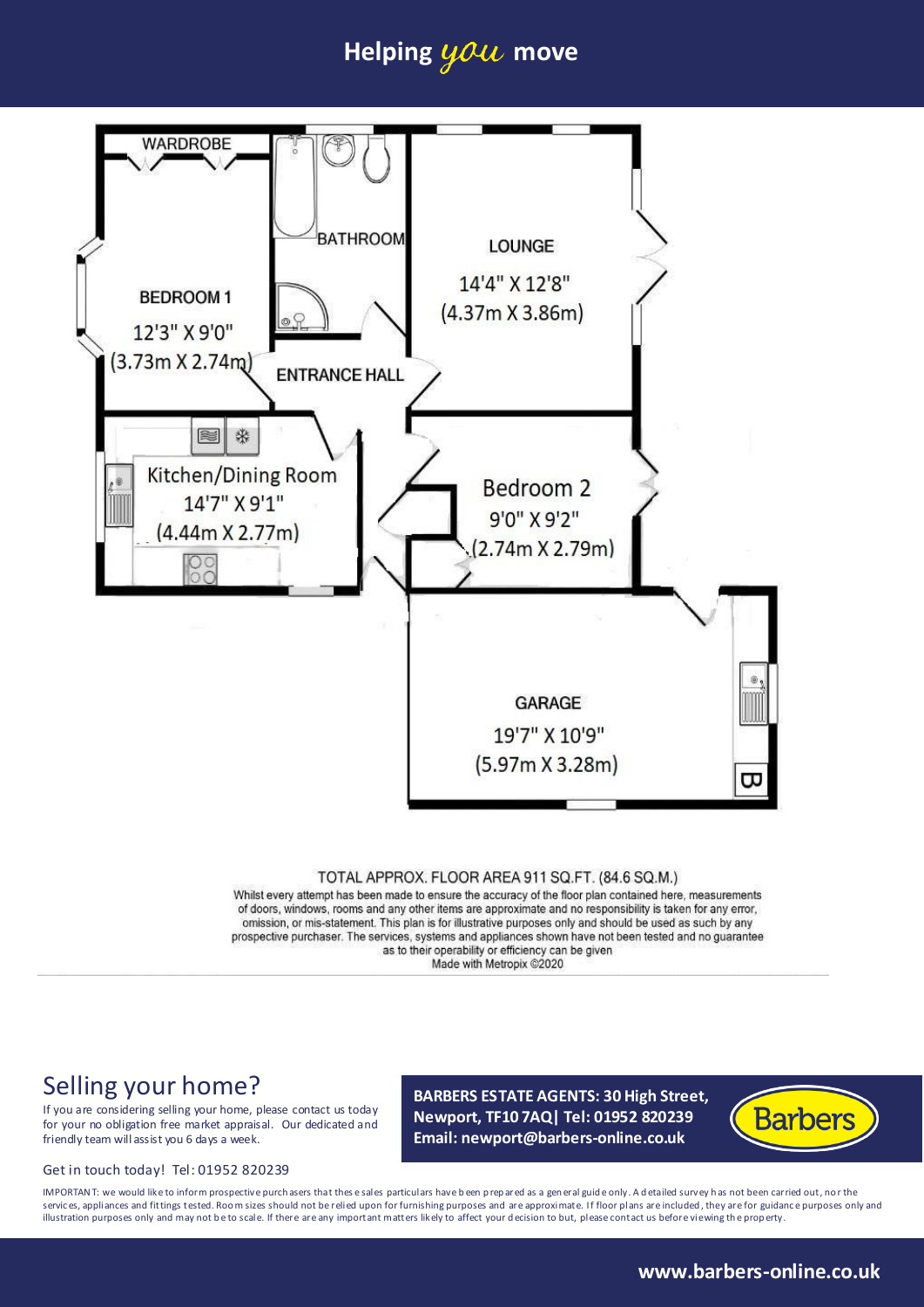# Helping *you* move

WARDROBE

BATHROOM

LOUNGE
14'4" X 12'8"
(4.37m X 3.86m)

BEDROOM 1
12'3" X 9'0"
(3.73m X 2.74m)

ENTRANCE HALL

Kitchen/Dining Room
14'7" X 9'1"
(4.44m X 2.77m)

Bedroom 2
9'0" X 9'2"
(2.74m X 2.79m)

GARAGE
19'7" X 10'9"
(5.97m X 3.28m)

B

TOTAL APPROX. FLOOR AREA 911 SQ.FT. (84.6 SQ.M.)

Whilst every attempt has been made to ensure the accuracy of the floor plan contained here, measurements of doors, windows, rooms and any other items are approximate and no responsibility is taken for any error, omission, or mis-statement. This plan is for illustrative purposes only and should be used as such by any prospective purchaser. The services, systems and appliances shown have not been tested and no guarantee as to their operability or efficiency can be given

Made with Metropix ©2020

## Selling your home?

If you are considering selling your home, please contact us today for your no obligation free market appraisal. Our dedicated and friendly team will assist you 6 days a week.

Get in touch today! Tel: 01952 820239

**BARBERS ESTATE AGENTS: 30 High Street, Newport, TF10 7AQ| Tel: 01952 820239**
**Email: newport@barbers-online.co.uk**

Barbers

IMPORTANT: we would like to inform prospective purchasers that these sales particulars have been prepared as a general guide only. A detailed survey has not been carried out, nor the services, appliances and fittings tested. Room sizes should not be relied upon for furnishing purposes and are approximate. If floor plans are included, they are for guidance purposes only and illustration purposes only and may not be to scale. If there are any important matters likely to affect your decision to but, please contact us before viewing the property.

**www.barbers-online.co.uk**